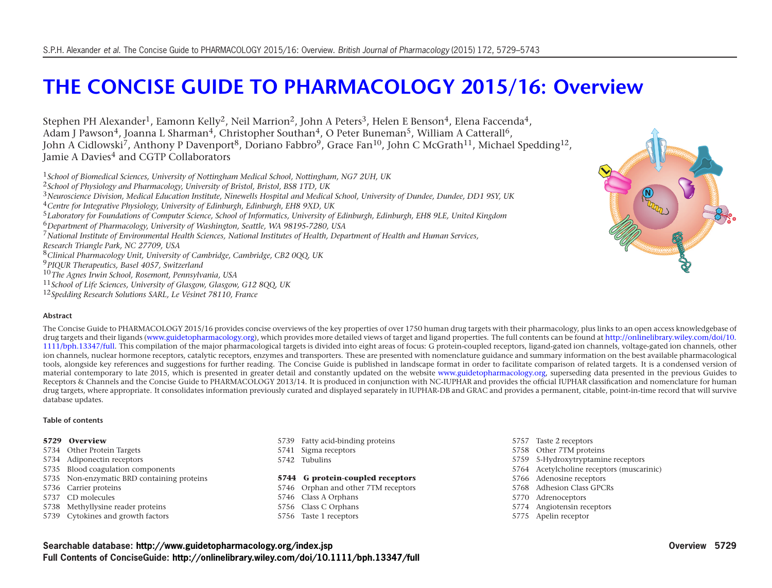# THE CONCISE GUIDE TO PHARMACOLOGY 2015/16: Overview

Stephen PH Alexander[1], Eamonn Kelly[2], Neil Marrion[2], John A Peters[3], Helen E Benson[4], Elena Faccenda[4], Adam J Pawson[4], Joanna L Sharman[4], Christopher Southan[4], O Peter Buneman[5], William A Catterall[6], John A Cidlowski[7], Anthony P Davenport[8], Doriano Fabbro[9], Grace Fan[10], John C McGrath[11], Michael Spedding[12], Jamie A Davies[4] and CGTP Collaborators

[1] *School of Biomedical Sciences, University of Nottingham Medical School, Nottingham, NG7 2UH, UK*
[2] *School of Physiology and Pharmacology, University of Bristol, Bristol, BS8 1TD, UK*
[3] *Neuroscience Division, Medical Education Institute, Ninewells Hospital and Medical School, University of Dundee, Dundee, DD1 9SY, UK*
[4] *Centre for Integrative Physiology, University of Edinburgh, Edinburgh, EH8 9XD, UK*
[5] *Laboratory for Foundations of Computer Science, School of Informatics, University of Edinburgh, Edinburgh, EH8 9LE, United Kingdom*
[6] *Department of Pharmacology, University of Washington, Seattle, WA 98195-7280, USA*
[7] *National Institute of Environmental Health Sciences, National Institutes of Health, Department of Health and Human Services, Research Triangle Park, NC 27709, USA*
[8] *Clinical Pharmacology Unit, University of Cambridge, Cambridge, CB2 0QQ, UK*
[9] *PIQUR Therapeutics, Basel 4057, Switzerland*
[10] *The Agnes Irwin School, Rosemont, Pennsylvania, USA*
[11] *School of Life Sciences, University of Glasgow, Glasgow, G12 8QQ, UK*
[12] *Spedding Research Solutions SARL, Le Vésinet 78110, France*

### Abstract

The Concise Guide to PHARMACOLOGY 2015/16 provides concise overviews of the key properties of over 1750 human drug targets with their pharmacology, plus links to an open access knowledgebase of drug targets and their ligands (www.guidetopharmacology.org), which provides more detailed views of target and ligand properties. The full contents can be found at http://onlinelibrary.wiley.com/doi/10.1111/bph.13347/full. This compilation of the major pharmacological targets is divided into eight areas of focus: G protein-coupled receptors, ligand-gated ion channels, voltage-gated ion channels, other ion channels, nuclear hormone receptors, catalytic receptors, enzymes and transporters. These are presented with nomenclature guidance and summary information on the best available pharmacological tools, alongside key references and suggestions for further reading. The Concise Guide is published in landscape format in order to facilitate comparison of related targets. It is a condensed version of material contemporary to late 2015, which is presented in greater detail and constantly updated on the website www.guidetopharmacology.org, superseding data presented in the previous Guides to Receptors & Channels and the Concise Guide to PHARMACOLOGY 2013/14. It is produced in conjunction with NC-IUPHAR and provides the official IUPHAR classification and nomenclature for human drug targets, where appropriate. It consolidates information previously curated and displayed separately in IUPHAR-DB and GRAC and provides a permanent, citable, point-in-time record that will survive database updates.

### Table of contents

**5729 Overview**
5734 Other Protein Targets
5734 Adiponectin receptors
5735 Blood coagulation components
5735 Non-enzymatic BRD containing proteins
5736 Carrier proteins
5737 CD molecules
5738 Methyllysine reader proteins
5739 Cytokines and growth factors
5739 Fatty acid-binding proteins
5741 Sigma receptors
5742 Tubulins

**5744 G protein-coupled receptors**
5746 Orphan and other 7TM receptors
5746 Class A Orphans
5756 Class C Orphans
5756 Taste 1 receptors
5757 Taste 2 receptors
5758 Other 7TM proteins
5759 5-Hydroxytryptamine receptors
5764 Acetylcholine receptors (muscarinic)
5766 Adenosine receptors
5768 Adhesion Class GPCRs
5770 Adrenoceptors
5774 Angiotensin receptors
5775 Apelin receptor

**Searchable database: http://www.guidetopharmacology.org/index.jsp**
**Full Contents of ConciseGuide: http://onlinelibrary.wiley.com/doi/10.1111/bph.13347/full**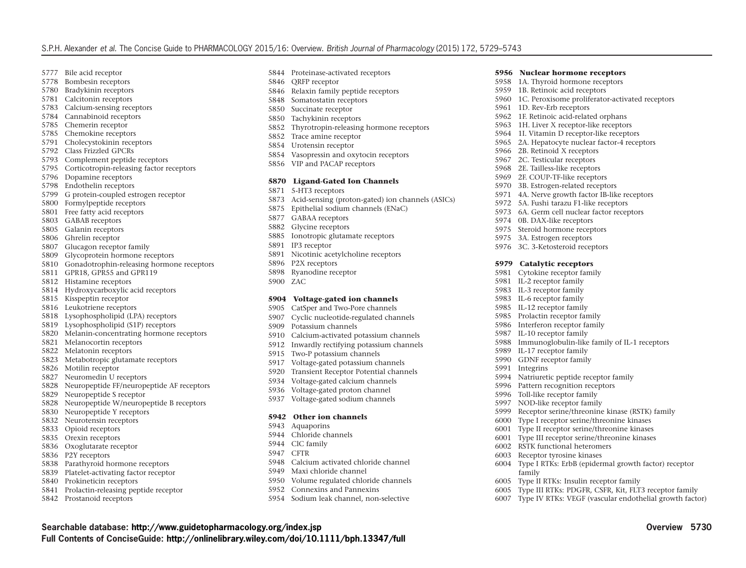5777 Bile acid receptor
5778 Bombesin receptors
5780 Bradykinin receptors
5781 Calcitonin receptors
5783 Calcium-sensing receptors
5784 Cannabinoid receptors
5785 Chemerin receptor
5785 Chemokine receptors
5791 Cholecystokinin receptors
5792 Class Frizzled GPCRs
5793 Complement peptide receptors
5795 Corticotropin-releasing factor receptors
5796 Dopamine receptors
5798 Endothelin receptors
5799 G protein-coupled estrogen receptor
5800 Formylpeptide receptors
5801 Free fatty acid receptors
5803 GABAB receptors
5805 Galanin receptors
5806 Ghrelin receptor
5807 Glucagon receptor family
5809 Glycoprotein hormone receptors
5810 Gonadotrophin-releasing hormone receptors
5811 GPR18, GPR55 and GPR119
5812 Histamine receptors
5814 Hydroxycarboxylic acid receptors
5815 Kisspeptin receptor
5816 Leukotriene receptors
5818 Lysophospholipid (LPA) receptors
5819 Lysophospholipid (S1P) receptors
5820 Melanin-concentrating hormone receptors
5821 Melanocortin receptors
5822 Melatonin receptors
5823 Metabotropic glutamate receptors
5826 Motilin receptor
5827 Neuromedin U receptors
5828 Neuropeptide FF/neuropeptide AF receptors
5829 Neuropeptide S receptor
5828 Neuropeptide W/neuropeptide B receptors
5830 Neuropeptide Y receptors
5832 Neurotensin receptors
5833 Opioid receptors
5835 Orexin receptors
5836 Oxoglutarate receptor
5836 P2Y receptors
5838 Parathyroid hormone receptors
5839 Platelet-activating factor receptor
5840 Prokineticin receptors
5841 Prolactin-releasing peptide receptor
5842 Prostanoid receptors
5844 Proteinase-activated receptors
5846 QRFP receptor
5846 Relaxin family peptide receptors
5848 Somatostatin receptors
5850 Succinate receptor
5850 Tachykinin receptors
5852 Thyrotropin-releasing hormone receptors
5852 Trace amine receptor
5854 Urotensin receptor
5854 Vasopressin and oxytocin receptors
5856 VIP and PACAP receptors

**5870 Ligand-Gated Ion Channels**
5871 5-HT3 receptors
5873 Acid-sensing (proton-gated) ion channels (ASICs)
5875 Epithelial sodium channels (ENaC)
5877 GABAA receptors
5882 Glycine receptors
5885 Ionotropic glutamate receptors
5891 IP3 receptor
5891 Nicotinic acetylcholine receptors
5896 P2X receptors
5898 Ryanodine receptor
5900 ZAC

**5904 Voltage-gated ion channels**
5905 CatSper and Two-Pore channels
5907 Cyclic nucleotide-regulated channels
5909 Potassium channels
5910 Calcium-activated potassium channels
5912 Inwardly rectifying potassium channels
5915 Two-P potassium channels
5917 Voltage-gated potassium channels
5920 Transient Receptor Potential channels
5934 Voltage-gated calcium channels
5936 Voltage-gated proton channel
5937 Voltage-gated sodium channels

**5942 Other ion channels**
5943 Aquaporins
5944 Chloride channels
5944 ClC family
5947 CFTR
5948 Calcium activated chloride channel
5949 Maxi chloride channel
5950 Volume regulated chloride channels
5952 Connexins and Pannexins
5954 Sodium leak channel, non-selective

**5956 Nuclear hormone receptors**
5958 1A. Thyroid hormone receptors
5959 1B. Retinoic acid receptors
5960 1C. Peroxisome proliferator-activated receptors
5961 1D. Rev-Erb receptors
5962 1F. Retinoic acid-related orphans
5963 1H. Liver X receptor-like receptors
5964 1I. Vitamin D receptor-like receptors
5965 2A. Hepatocyte nuclear factor-4 receptors
5966 2B. Retinoid X receptors
5967 2C. Testicular receptors
5968 2E. Tailless-like receptors
5969 2F. COUP-TF-like receptors
5970 3B. Estrogen-related receptors
5971 4A. Nerve growth factor IB-like receptors
5972 5A. Fushi tarazu F1-like receptors
5973 6A. Germ cell nuclear factor receptors
5974 0B. DAX-like receptors
5975 Steroid hormone receptors
5975 3A. Estrogen receptors
5976 3C. 3-Ketosteroid receptors

**5979 Catalytic receptors**
5981 Cytokine receptor family
5981 IL-2 receptor family
5983 IL-3 receptor family
5983 IL-6 receptor family
5985 IL-12 receptor family
5985 Prolactin receptor family
5986 Interferon receptor family
5987 IL-10 receptor family
5988 Immunoglobulin-like family of IL-1 receptors
5989 IL-17 receptor family
5990 GDNF receptor family
5991 Integrins
5994 Natriuretic peptide receptor family
5996 Pattern recognition receptors
5996 Toll-like receptor family
5997 NOD-like receptor family
5999 Receptor serine/threonine kinase (RSTK) family
6000 Type I receptor serine/threonine kinases
6001 Type II receptor serine/threonine kinases
6001 Type III receptor serine/threonine kinases
6002 RSTK functional heteromers
6003 Receptor tyrosine kinases
6004 Type I RTKs: ErbB (epidermal growth factor) receptor family
6005 Type II RTKs: Insulin receptor family
6005 Type III RTKs: PDGFR, CSFR, Kit, FLT3 receptor family
6007 Type IV RTKs: VEGF (vascular endothelial growth factor)

Searchable database: http://www.guidetopharmacology.org/index.jsp
Full Contents of ConciseGuide: http://onlinelibrary.wiley.com/doi/10.1111/bph.13347/full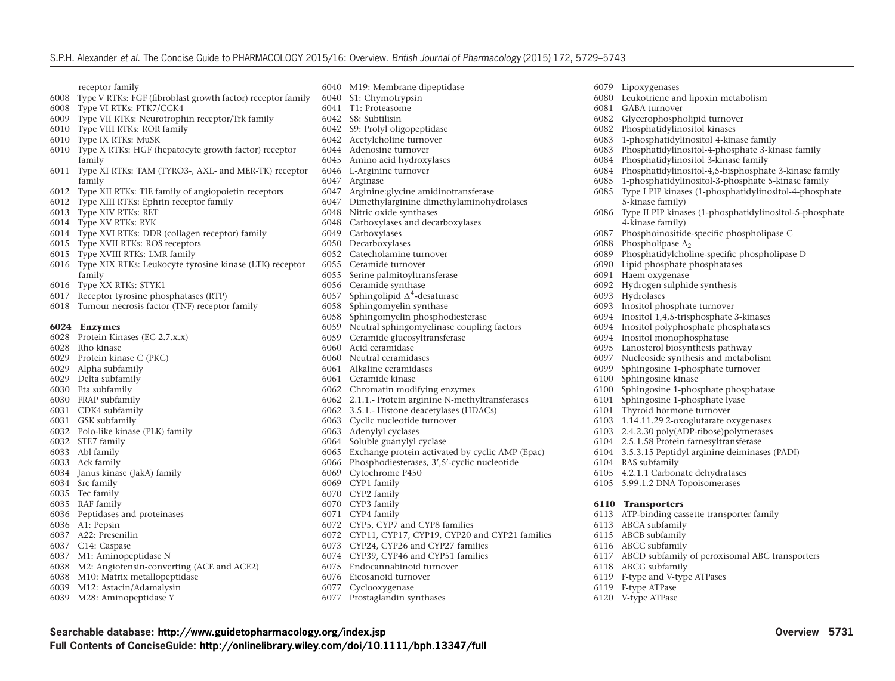receptor family
6008 Type V RTKs: FGF (fibroblast growth factor) receptor family
6008 Type VI RTKs: PTK7/CCK4
6009 Type VII RTKs: Neurotrophin receptor/Trk family
6010 Type VIII RTKs: ROR family
6010 Type IX RTKs: MuSK
6010 Type X RTKs: HGF (hepatocyte growth factor) receptor family
6011 Type XI RTKs: TAM (TYRO3-, AXL- and MER-TK) receptor family
6012 Type XII RTKs: TIE family of angiopoietin receptors
6012 Type XIII RTKs: Ephrin receptor family
6013 Type XIV RTKs: RET
6014 Type XV RTKs: RYK
6014 Type XVI RTKs: DDR (collagen receptor) family
6015 Type XVII RTKs: ROS receptors
6015 Type XVIII RTKs: LMR family
6016 Type XIX RTKs: Leukocyte tyrosine kinase (LTK) receptor family
6016 Type XX RTKs: STYK1
6017 Receptor tyrosine phosphatases (RTP)
6018 Tumour necrosis factor (TNF) receptor family

**6024 Enzymes**

6028 Protein Kinases (EC 2.7.x.x)
6028 Rho kinase
6029 Protein kinase C (PKC)
6029 Alpha subfamily
6029 Delta subfamily
6030 Eta subfamily
6030 FRAP subfamily
6031 CDK4 subfamily
6031 GSK subfamily
6032 Polo-like kinase (PLK) family
6032 STE7 family
6033 Abl family
6033 Ack family
6034 Janus kinase (JakA) family
6034 Src family
6035 Tec family
6035 RAF family
6036 Peptidases and proteinases
6036 A1: Pepsin
6037 A22: Presenilin
6037 C14: Caspase
6037 M1: Aminopeptidase N
6038 M2: Angiotensin-converting (ACE and ACE2)
6038 M10: Matrix metallopeptidase
6039 M12: Astacin/Adamalysin
6039 M28: Aminopeptidase Y
6040 M19: Membrane dipeptidase
6040 S1: Chymotrypsin
6041 T1: Proteasome
6042 S8: Subtilisin
6042 S9: Prolyl oligopeptidase
6042 Acetylcholine turnover
6044 Adenosine turnover
6045 Amino acid hydroxylases
6046 L-Arginine turnover
6047 Arginase
6047 Arginine:glycine amidinotransferase
6047 Dimethylarginine dimethylaminohydrolases
6048 Nitric oxide synthases
6048 Carboxylases and decarboxylases
6049 Carboxylases
6050 Decarboxylases
6052 Catecholamine turnover
6055 Ceramide turnover
6055 Serine palmitoyltransferase
6056 Ceramide synthase
6057 Sphingolipid $\Delta^4$-desaturase
6058 Sphingomyelin synthase
6058 Sphingomyelin phosphodiesterase
6059 Neutral sphingomyelinase coupling factors
6059 Ceramide glucosyltransferase
6060 Acid ceramidase
6060 Neutral ceramidases
6061 Alkaline ceramidases
6061 Ceramide kinase
6062 Chromatin modifying enzymes
6062 2.1.1.- Protein arginine N-methyltransferases
6062 3.5.1.- Histone deacetylases (HDACs)
6063 Cyclic nucleotide turnover
6063 Adenylyl cyclases
6064 Soluble guanylyl cyclase
6065 Exchange protein activated by cyclic AMP (Epac)
6066 Phosphodiesterases, 3′,5′-cyclic nucleotide
6069 Cytochrome P450
6069 CYP1 family
6070 CYP2 family
6070 CYP3 family
6071 CYP4 family
6072 CYP5, CYP7 and CYP8 families
6072 CYP11, CYP17, CYP19, CYP20 and CYP21 families
6073 CYP24, CYP26 and CYP27 families
6074 CYP39, CYP46 and CYP51 families
6075 Endocannabinoid turnover
6076 Eicosanoid turnover
6077 Cyclooxygenase
6077 Prostaglandin synthases
6079 Lipoxygenases
6080 Leukotriene and lipoxin metabolism
6081 GABA turnover
6082 Glycerophospholipid turnover
6082 Phosphatidylinositol kinases
6083 1-phosphatidylinositol 4-kinase family
6083 Phosphatidylinositol-4-phosphate 3-kinase family
6084 Phosphatidylinositol 3-kinase family
6084 Phosphatidylinositol-4,5-bisphosphate 3-kinase family
6085 1-phosphatidylinositol-3-phosphate 5-kinase family
6085 Type I PIP kinases (1-phosphatidylinositol-4-phosphate 5-kinase family)
6086 Type II PIP kinases (1-phosphatidylinositol-5-phosphate 4-kinase family)
6087 Phosphoinositide-specific phospholipase C
6088 Phospholipase $A_2$
6089 Phosphatidylcholine-specific phospholipase D
6090 Lipid phosphate phosphatases
6091 Haem oxygenase
6092 Hydrogen sulphide synthesis
6093 Hydrolases
6093 Inositol phosphate turnover
6094 Inositol 1,4,5-trisphosphate 3-kinases
6094 Inositol polyphosphate phosphatases
6094 Inositol monophosphatase
6095 Lanosterol biosynthesis pathway
6097 Nucleoside synthesis and metabolism
6099 Sphingosine 1-phosphate turnover
6100 Sphingosine kinase
6100 Sphingosine 1-phosphate phosphatase
6101 Sphingosine 1-phosphate lyase
6101 Thyroid hormone turnover
6103 1.14.11.29 2-oxoglutarate oxygenases
6103 2.4.2.30 poly(ADP-ribose)polymerases
6104 2.5.1.58 Protein farnesyltransferase
6104 3.5.3.15 Peptidyl arginine deiminases (PADI)
6104 RAS subfamily
6105 4.2.1.1 Carbonate dehydratases
6105 5.99.1.2 DNA Topoisomerases

**6110 Transporters**

6113 ATP-binding cassette transporter family
6113 ABCA subfamily
6115 ABCB subfamily
6116 ABCC subfamily
6117 ABCD subfamily of peroxisomal ABC transporters
6118 ABCG subfamily
6119 F-type and V-type ATPases
6119 F-type ATPase
6120 V-type ATPase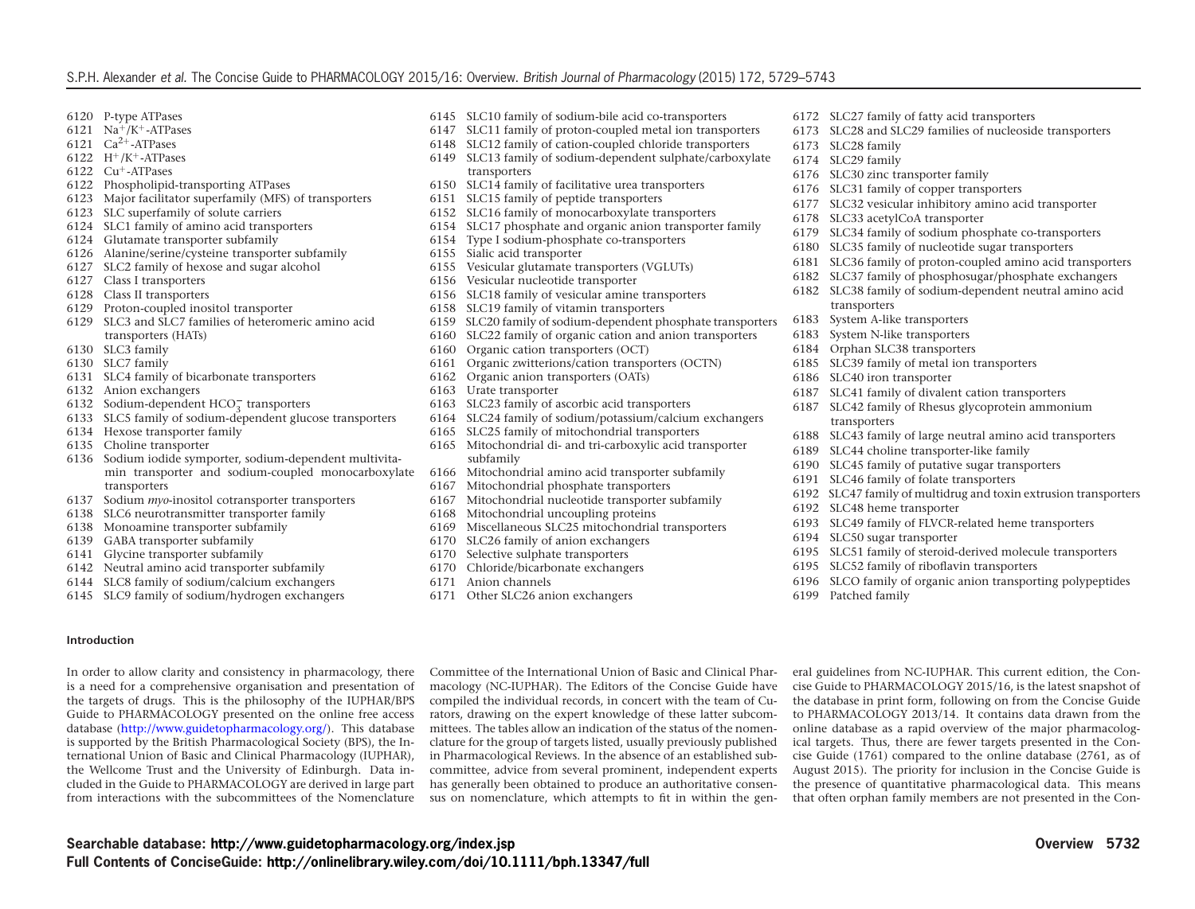6120 P-type ATPases
6121 $Na^+/K^+$-ATPases
6121 $Ca^{2+}$-ATPases
6122 $H^+/K^+$-ATPases
6122 $Cu^+$-ATPases
6122 Phospholipid-transporting ATPases
6123 Major facilitator superfamily (MFS) of transporters
6123 SLC superfamily of solute carriers
6124 SLC1 family of amino acid transporters
6124 Glutamate transporter subfamily
6126 Alanine/serine/cysteine transporter subfamily
6127 SLC2 family of hexose and sugar alcohol
6127 Class I transporters
6128 Class II transporters
6129 Proton-coupled inositol transporter
6129 SLC3 and SLC7 families of heteromeric amino acid transporters (HATs)
6130 SLC3 family
6130 SLC7 family
6131 SLC4 family of bicarbonate transporters
6132 Anion exchangers
6132 Sodium-dependent $HCO_3^-$ transporters
6133 SLC5 family of sodium-dependent glucose transporters
6134 Hexose transporter family
6135 Choline transporter
6136 Sodium iodide symporter, sodium-dependent multivitamin transporter and sodium-coupled monocarboxylate transporters
6137 Sodium *myo*-inositol cotransporter transporters
6138 SLC6 neurotransmitter transporter family
6138 Monoamine transporter subfamily
6139 GABA transporter subfamily
6141 Glycine transporter subfamily
6142 Neutral amino acid transporter subfamily
6144 SLC8 family of sodium/calcium exchangers
6145 SLC9 family of sodium/hydrogen exchangers
6145 SLC10 family of sodium-bile acid co-transporters
6147 SLC11 family of proton-coupled metal ion transporters
6148 SLC12 family of cation-coupled chloride transporters
6149 SLC13 family of sodium-dependent sulphate/carboxylate transporters
6150 SLC14 family of facilitative urea transporters
6151 SLC15 family of peptide transporters
6152 SLC16 family of monocarboxylate transporters
6154 SLC17 phosphate and organic anion transporter family
6154 Type I sodium-phosphate co-transporters
6155 Sialic acid transporter
6155 Vesicular glutamate transporters (VGLUTs)
6156 Vesicular nucleotide transporter
6156 SLC18 family of vesicular amine transporters
6158 SLC19 family of vitamin transporters
6159 SLC20 family of sodium-dependent phosphate transporters
6160 SLC22 family of organic cation and anion transporters
6160 Organic cation transporters (OCT)
6161 Organic zwitterions/cation transporters (OCTN)
6162 Organic anion transporters (OATs)
6163 Urate transporter
6163 SLC23 family of ascorbic acid transporters
6164 SLC24 family of sodium/potassium/calcium exchangers
6165 SLC25 family of mitochondrial transporters
6165 Mitochondrial di- and tri-carboxylic acid transporter subfamily
6166 Mitochondrial amino acid transporter subfamily
6167 Mitochondrial phosphate transporters
6167 Mitochondrial nucleotide transporter subfamily
6168 Mitochondrial uncoupling proteins
6169 Miscellaneous SLC25 mitochondrial transporters
6170 SLC26 family of anion exchangers
6170 Selective sulphate transporters
6170 Chloride/bicarbonate exchangers
6171 Anion channels
6171 Other SLC26 anion exchangers
6172 SLC27 family of fatty acid transporters
6173 SLC28 and SLC29 families of nucleoside transporters
6173 SLC28 family
6174 SLC29 family
6176 SLC30 zinc transporter family
6176 SLC31 family of copper transporters
6177 SLC32 vesicular inhibitory amino acid transporter
6178 SLC33 acetylCoA transporter
6179 SLC34 family of sodium phosphate co-transporters
6180 SLC35 family of nucleotide sugar transporters
6181 SLC36 family of proton-coupled amino acid transporters
6182 SLC37 family of phosphosugar/phosphate exchangers
6182 SLC38 family of sodium-dependent neutral amino acid transporters
6183 System A-like transporters
6183 System N-like transporters
6184 Orphan SLC38 transporters
6185 SLC39 family of metal ion transporters
6186 SLC40 iron transporter
6187 SLC41 family of divalent cation transporters
6187 SLC42 family of Rhesus glycoprotein ammonium transporters
6188 SLC43 family of large neutral amino acid transporters
6189 SLC44 choline transporter-like family
6190 SLC45 family of putative sugar transporters
6191 SLC46 family of folate transporters
6192 SLC47 family of multidrug and toxin extrusion transporters
6192 SLC48 heme transporter
6193 SLC49 family of FLVCR-related heme transporters
6194 SLC50 sugar transporter
6195 SLC51 family of steroid-derived molecule transporters
6195 SLC52 family of riboflavin transporters
6196 SLCO family of organic anion transporting polypeptides
6199 Patched family

## Introduction

In order to allow clarity and consistency in pharmacology, there is a need for a comprehensive organisation and presentation of the targets of drugs. This is the philosophy of the IUPHAR/BPS Guide to PHARMACOLOGY presented on the online free access database (http://www.guidetopharmacology.org/). This database is supported by the British Pharmacological Society (BPS), the International Union of Basic and Clinical Pharmacology (IUPHAR), the Wellcome Trust and the University of Edinburgh. Data included in the Guide to PHARMACOLOGY are derived in large part from interactions with the subcommittees of the Nomenclature Committee of the International Union of Basic and Clinical Pharmacology (NC-IUPHAR). The Editors of the Concise Guide have compiled the individual records, in concert with the team of Curators, drawing on the expert knowledge of these latter subcommittees. The tables allow an indication of the status of the nomenclature for the group of targets listed, usually previously published in Pharmacological Reviews. In the absence of an established subcommittee, advice from several prominent, independent experts has generally been obtained to produce an authoritative consensus on nomenclature, which attempts to fit in within the general guidelines from NC-IUPHAR. This current edition, the Concise Guide to PHARMACOLOGY 2015/16, is the latest snapshot of the database in print form, following on from the Concise Guide to PHARMACOLOGY 2013/14. It contains data drawn from the online database as a rapid overview of the major pharmacological targets. Thus, there are fewer targets presented in the Concise Guide (1761) compared to the online database (2761, as of August 2015). The priority for inclusion in the Concise Guide is the presence of quantitative pharmacological data. This means that often orphan family members are not presented in the Con-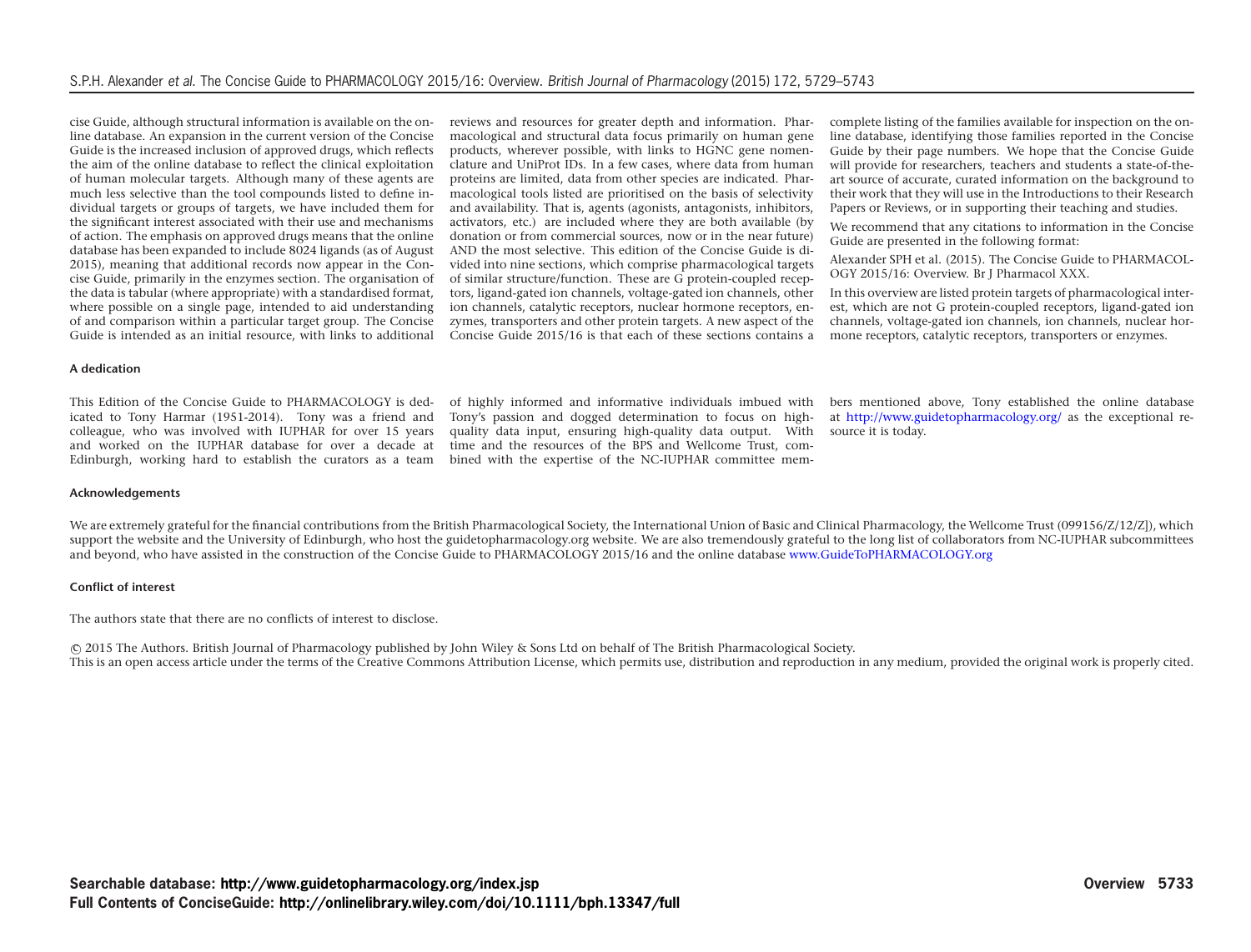cise Guide, although structural information is available on the online database. An expansion in the current version of the Concise Guide is the increased inclusion of approved drugs, which reflects the aim of the online database to reflect the clinical exploitation of human molecular targets. Although many of these agents are much less selective than the tool compounds listed to define individual targets or groups of targets, we have included them for the significant interest associated with their use and mechanisms of action. The emphasis on approved drugs means that the online database has been expanded to include 8024 ligands (as of August 2015), meaning that additional records now appear in the Concise Guide, primarily in the enzymes section. The organisation of the data is tabular (where appropriate) with a standardised format, where possible on a single page, intended to aid understanding of and comparison within a particular target group. The Concise Guide is intended as an initial resource, with links to additional reviews and resources for greater depth and information. Pharmacological and structural data focus primarily on human gene products, wherever possible, with links to HGNC gene nomenclature and UniProt IDs. In a few cases, where data from human proteins are limited, data from other species are indicated. Pharmacological tools listed are prioritised on the basis of selectivity and availability. That is, agents (agonists, antagonists, inhibitors, activators, etc.) are included where they are both available (by donation or from commercial sources, now or in the near future) AND the most selective. This edition of the Concise Guide is divided into nine sections, which comprise pharmacological targets of similar structure/function. These are G protein-coupled receptors, ligand-gated ion channels, voltage-gated ion channels, other ion channels, catalytic receptors, nuclear hormone receptors, enzymes, transporters and other protein targets. A new aspect of the Concise Guide 2015/16 is that each of these sections contains a complete listing of the families available for inspection on the online database, identifying those families reported in the Concise Guide by their page numbers. We hope that the Concise Guide will provide for researchers, teachers and students a state-of-the-art source of accurate, curated information on the background to their work that they will use in the Introductions to their Research Papers or Reviews, or in supporting their teaching and studies.

We recommend that any citations to information in the Concise Guide are presented in the following format:

Alexander SPH et al. (2015). The Concise Guide to PHARMACOLOGY 2015/16: Overview. Br J Pharmacol XXX.

In this overview are listed protein targets of pharmacological interest, which are not G protein-coupled receptors, ligand-gated ion channels, voltage-gated ion channels, ion channels, nuclear hormone receptors, catalytic receptors, transporters or enzymes.

#### A dedication

This Edition of the Concise Guide to PHARMACOLOGY is dedicated to Tony Harmar (1951-2014). Tony was a friend and colleague, who was involved with IUPHAR for over 15 years and worked on the IUPHAR database for over a decade at Edinburgh, working hard to establish the curators as a team of highly informed and informative individuals imbued with Tony's passion and dogged determination to focus on high-quality data input, ensuring high-quality data output. With time and the resources of the BPS and Wellcome Trust, combined with the expertise of the NC-IUPHAR committee members mentioned above, Tony established the online database at http://www.guidetopharmacology.org/ as the exceptional resource it is today.

#### Acknowledgements

We are extremely grateful for the financial contributions from the British Pharmacological Society, the International Union of Basic and Clinical Pharmacology, the Wellcome Trust (099156/Z/12/Z]), which support the website and the University of Edinburgh, who host the guidetopharmacology.org website. We are also tremendously grateful to the long list of collaborators from NC-IUPHAR subcommittees and beyond, who have assisted in the construction of the Concise Guide to PHARMACOLOGY 2015/16 and the online database www.GuideToPHARMACOLOGY.org

#### Conflict of interest

The authors state that there are no conflicts of interest to disclose.

© 2015 The Authors. British Journal of Pharmacology published by John Wiley & Sons Ltd on behalf of The British Pharmacological Society.
This is an open access article under the terms of the Creative Commons Attribution License, which permits use, distribution and reproduction in any medium, provided the original work is properly cited.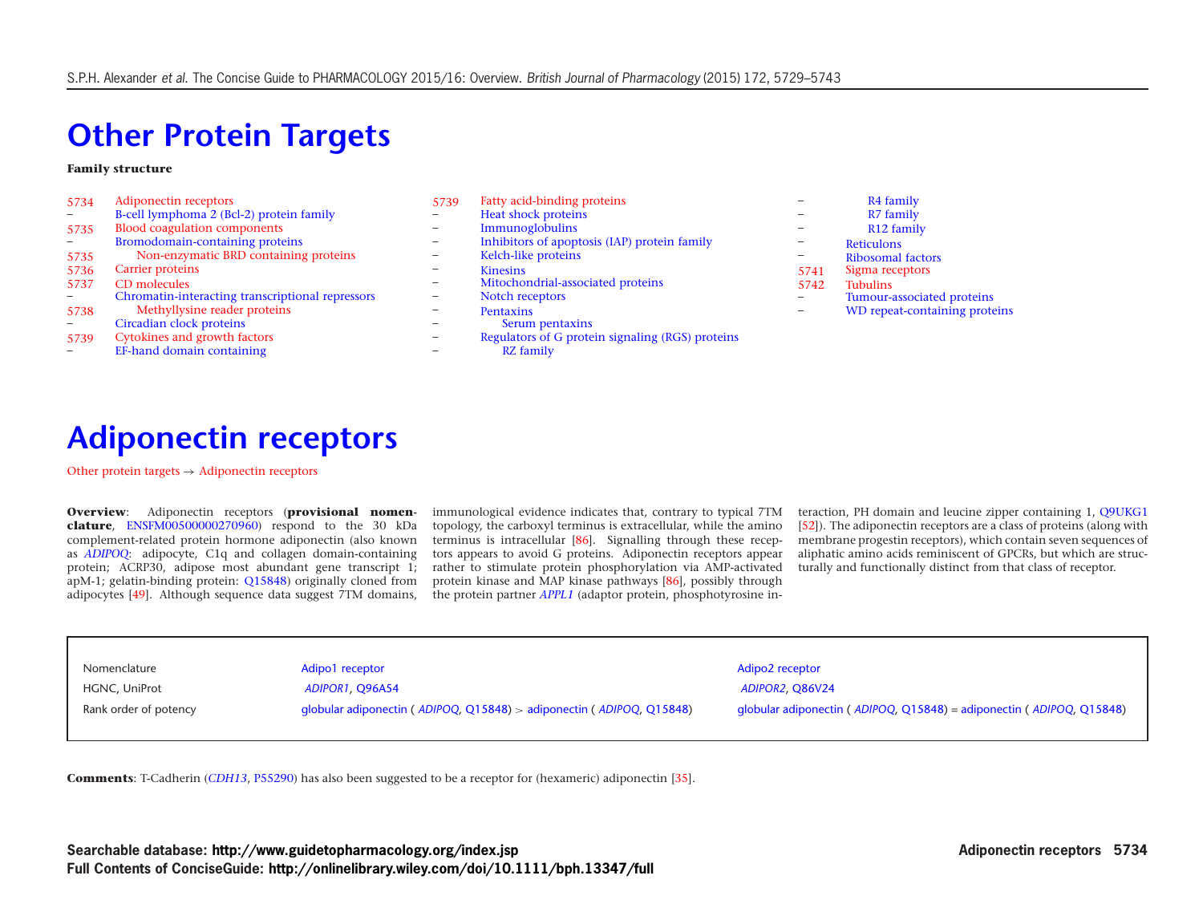# Other Protein Targets

**Family structure**

| | |
|---|---|
| 5734 | Adiponectin receptors |
| – | B-cell lymphoma 2 (Bcl-2) protein family |
| 5735 | Blood coagulation components |
| – | Bromodomain-containing proteins |
| 5735 | Non-enzymatic BRD containing proteins |
| 5736 | Carrier proteins |
| 5737 | CD molecules |
| – | Chromatin-interacting transcriptional repressors |
| 5738 | Methyllysine reader proteins |
| – | Circadian clock proteins |
| 5739 | Cytokines and growth factors |
| – | EF-hand domain containing |
| 5739 | Fatty acid-binding proteins |
| – | Heat shock proteins |
| – | Immunoglobulins |
| – | Inhibitors of apoptosis (IAP) protein family |
| – | Kelch-like proteins |
| – | Kinesins |
| – | Mitochondrial-associated proteins |
| – | Notch receptors |
| – | Pentaxins |
| – | Serum pentaxins |
| – | Regulators of G protein signaling (RGS) proteins |
| – | RZ family |
| – | R4 family |
| – | R7 family |
| – | R12 family |
| – | Reticulons |
| – | Ribosomal factors |
| 5741 | Sigma receptors |
| 5742 | Tubulins |
| – | Tumour-associated proteins |
| – | WD repeat-containing proteins |

# Adiponectin receptors

Other protein targets → Adiponectin receptors

**Overview**: Adiponectin receptors (**provisional nomenclature**, ENSFM00500000270960) respond to the 30 kDa complement-related protein hormone adiponectin (also known as *ADIPOQ*: adipocyte, C1q and collagen domain-containing protein; ACRP30, adipose most abundant gene transcript 1; apM-1; gelatin-binding protein: Q15848) originally cloned from adipocytes [49]. Although sequence data suggest 7TM domains, immunological evidence indicates that, contrary to typical 7TM topology, the carboxyl terminus is extracellular, while the amino terminus is intracellular [86]. Signalling through these receptors appears to avoid G proteins. Adiponectin receptors appear rather to stimulate protein phosphorylation via AMP-activated protein kinase and MAP kinase pathways [86], possibly through the protein partner *APPL1* (adaptor protein, phosphotyrosine interaction, PH domain and leucine zipper containing 1, Q9UKG1 [52]). The adiponectin receptors are a class of proteins (along with membrane progestin receptors), which contain seven sequences of aliphatic amino acids reminiscent of GPCRs, but which are structurally and functionally distinct from that class of receptor.

| Nomenclature | Adipo1 receptor | Adipo2 receptor |
|---|---|---|
| HGNC, UniProt | *ADIPOR1*, Q96A54 | *ADIPOR2*, Q86V24 |
| Rank order of potency | globular adiponectin ( *ADIPOQ*, Q15848) > adiponectin ( *ADIPOQ*, Q15848) | globular adiponectin ( *ADIPOQ*, Q15848) = adiponectin ( *ADIPOQ*, Q15848) |

**Comments**: T-Cadherin (*CDH13*, P55290) has also been suggested to be a receptor for (hexameric) adiponectin [35].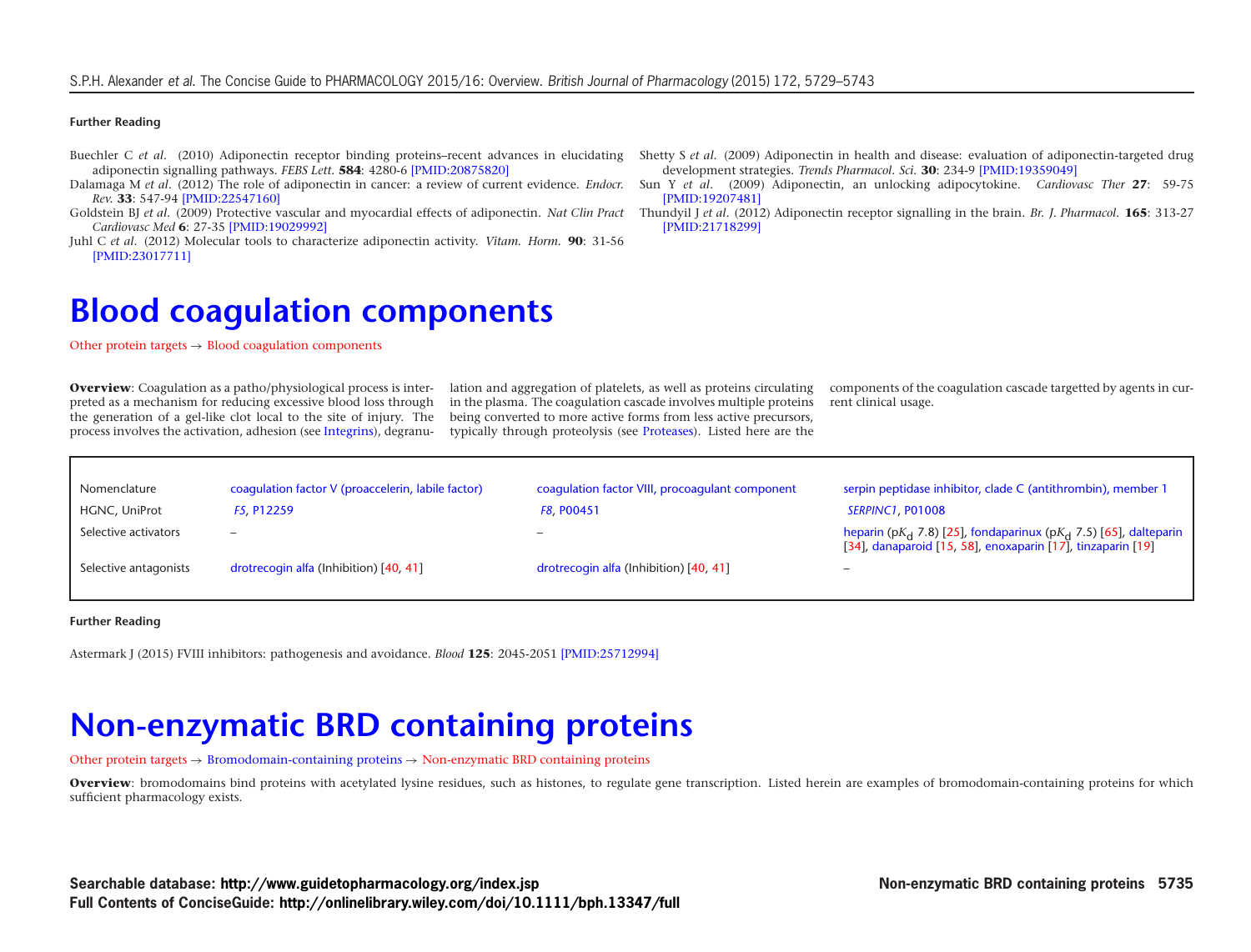**Further Reading**

Buechler C *et al.* (2010) Adiponectin receptor binding proteins–recent advances in elucidating adiponectin signalling pathways. *FEBS Lett.* **584**: 4280-6 [PMID:20875820]

Dalamaga M *et al.* (2012) The role of adiponectin in cancer: a review of current evidence. *Endocr. Rev.* **33**: 547-94 [PMID:22547160]

Goldstein BJ *et al.* (2009) Protective vascular and myocardial effects of adiponectin. *Nat Clin Pract Cardiovasc Med* **6**: 27-35 [PMID:19029992]

Juhl C *et al.* (2012) Molecular tools to characterize adiponectin activity. *Vitam. Horm.* **90**: 31-56 [PMID:23017711]

Shetty S *et al.* (2009) Adiponectin in health and disease: evaluation of adiponectin-targeted drug development strategies. *Trends Pharmacol. Sci.* **30**: 234-9 [PMID:19359049]

Sun Y *et al.* (2009) Adiponectin, an unlocking adipocytokine. *Cardiovasc Ther* **27**: 59-75 [PMID:19207481]

Thundyil J *et al.* (2012) Adiponectin receptor signalling in the brain. *Br. J. Pharmacol.* **165**: 313-27 [PMID:21718299]

# Blood coagulation components

Other protein targets → Blood coagulation components

**Overview**: Coagulation as a patho/physiological process is interpreted as a mechanism for reducing excessive blood loss through the generation of a gel-like clot local to the site of injury. The process involves the activation, adhesion (see Integrins), degranulation and aggregation of platelets, as well as proteins circulating in the plasma. The coagulation cascade involves multiple proteins being converted to more active forms from less active precursors, typically through proteolysis (see Proteases). Listed here are the components of the coagulation cascade targetted by agents in current clinical usage.

| Nomenclature | coagulation factor V (proaccelerin, labile factor) | coagulation factor VIII, procoagulant component | serpin peptidase inhibitor, clade C (antithrombin), member 1 |
|---|---|---|---|
| HGNC, UniProt | *F5*, P12259 | *F8*, P00451 | *SERPINC1*, P01008 |
| Selective activators | – | – | heparin (p$K_d$ 7.8) [25], fondaparinux (p$K_d$ 7.5) [65], dalteparin [34], danaparoid [15, 58], enoxaparin [17], tinzaparin [19] |
| Selective antagonists | drotrecogin alfa (Inhibition) [40, 41] | drotrecogin alfa (Inhibition) [40, 41] | – |

**Further Reading**

Astermark J (2015) FVIII inhibitors: pathogenesis and avoidance. *Blood* **125**: 2045-2051 [PMID:25712994]

# Non-enzymatic BRD containing proteins

Other protein targets → Bromodomain-containing proteins → Non-enzymatic BRD containing proteins

**Overview**: bromodomains bind proteins with acetylated lysine residues, such as histones, to regulate gene transcription. Listed herein are examples of bromodomain-containing proteins for which sufficient pharmacology exists.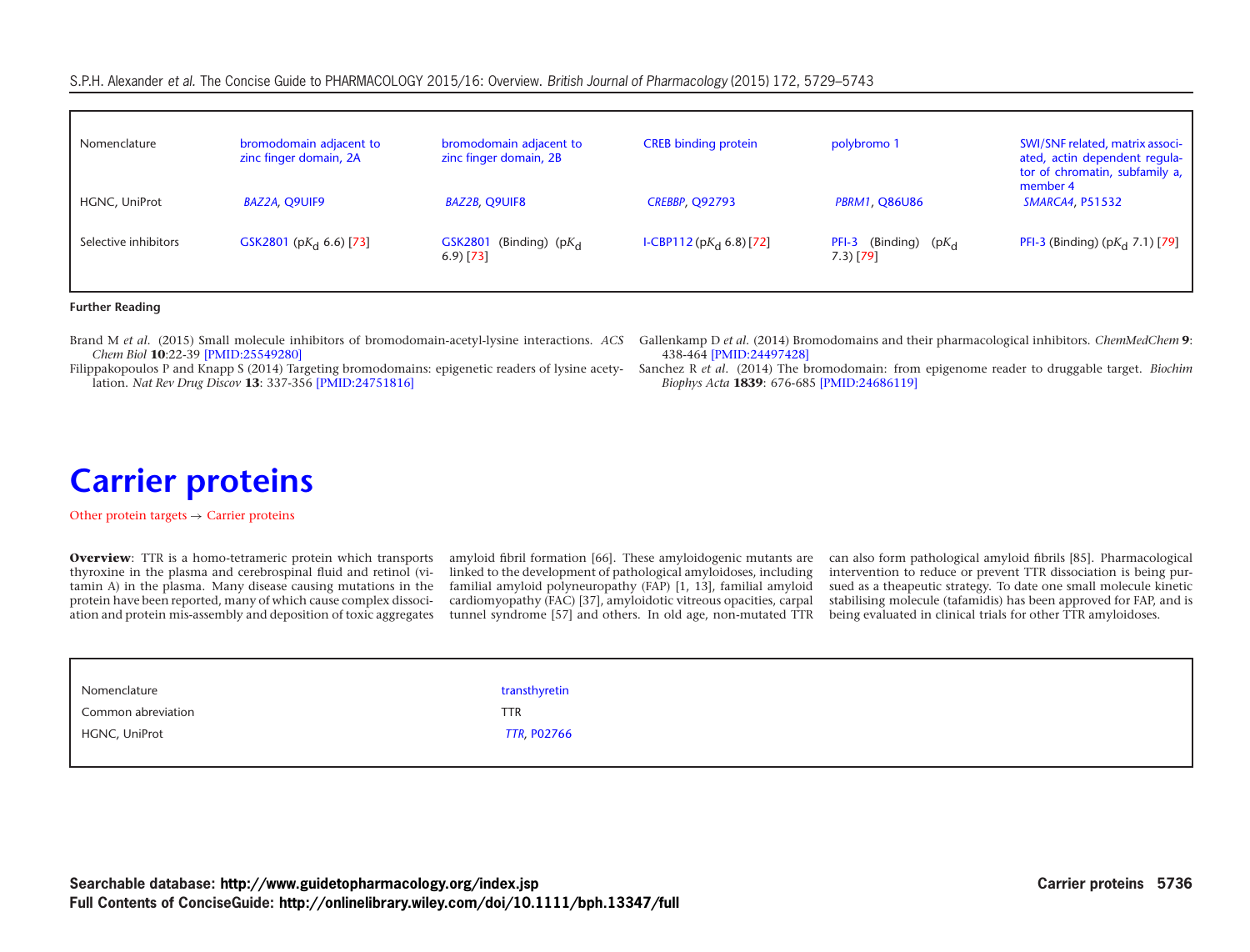| Nomenclature | bromodomain adjacent to zinc finger domain, 2A | bromodomain adjacent to zinc finger domain, 2B | CREB binding protein | polybromo 1 | SWI/SNF related, matrix associated, actin dependent regulator of chromatin, subfamily a, member 4 |
|---|---|---|---|---|---|
| HGNC, UniProt | *BAZ2A*, Q9UIF9 | *BAZ2B*, Q9UIF8 | *CREBBP*, Q92793 | *PBRM1*, Q86U86 | *SMARCA4*, P51532 |
| Selective inhibitors | GSK2801 (p$K_d$ 6.6) [73] | GSK2801 (Binding) (p$K_d$ 6.9) [73] | I-CBP112 (p$K_d$ 6.8) [72] | PFI-3 (Binding) (p$K_d$ 7.3) [79] | PFI-3 (Binding) (p$K_d$ 7.1) [79] |

**Further Reading**

Brand M *et al*. (2015) Small molecule inhibitors of bromodomain-acetyl-lysine interactions. *ACS Chem Biol* **10**:22-39 [PMID:25549280]

Filippakopoulos P and Knapp S (2014) Targeting bromodomains: epigenetic readers of lysine acetylation. *Nat Rev Drug Discov* **13**: 337-356 [PMID:24751816]

Gallenkamp D *et al*. (2014) Bromodomains and their pharmacological inhibitors. *ChemMedChem* **9**: 438-464 [PMID:24497428]

Sanchez R *et al*. (2014) The bromodomain: from epigenome reader to druggable target. *Biochim Biophys Acta* **1839**: 676-685 [PMID:24686119]

# Carrier proteins

Other protein targets → Carrier proteins

**Overview**: TTR is a homo-tetrameric protein which transports thyroxine in the plasma and cerebrospinal fluid and retinol (vitamin A) in the plasma. Many disease causing mutations in the protein have been reported, many of which cause complex dissociation and protein mis-assembly and deposition of toxic aggregates amyloid fibril formation [66]. These amyloidogenic mutants are linked to the development of pathological amyloidoses, including familial amyloid polyneuropathy (FAP) [1, 13], familial amyloid cardiomyopathy (FAC) [37], amyloidotic vitreous opacities, carpal tunnel syndrome [57] and others. In old age, non-mutated TTR can also form pathological amyloid fibrils [85]. Pharmacological intervention to reduce or prevent TTR dissociation is being pursued as a theapeutic strategy. To date one small molecule kinetic stabilising molecule (tafamidis) has been approved for FAP, and is being evaluated in clinical trials for other TTR amyloidoses.

| Nomenclature | transthyretin |
|---|---|
| Common abreviation | TTR |
| HGNC, UniProt | *TTR*, P02766 |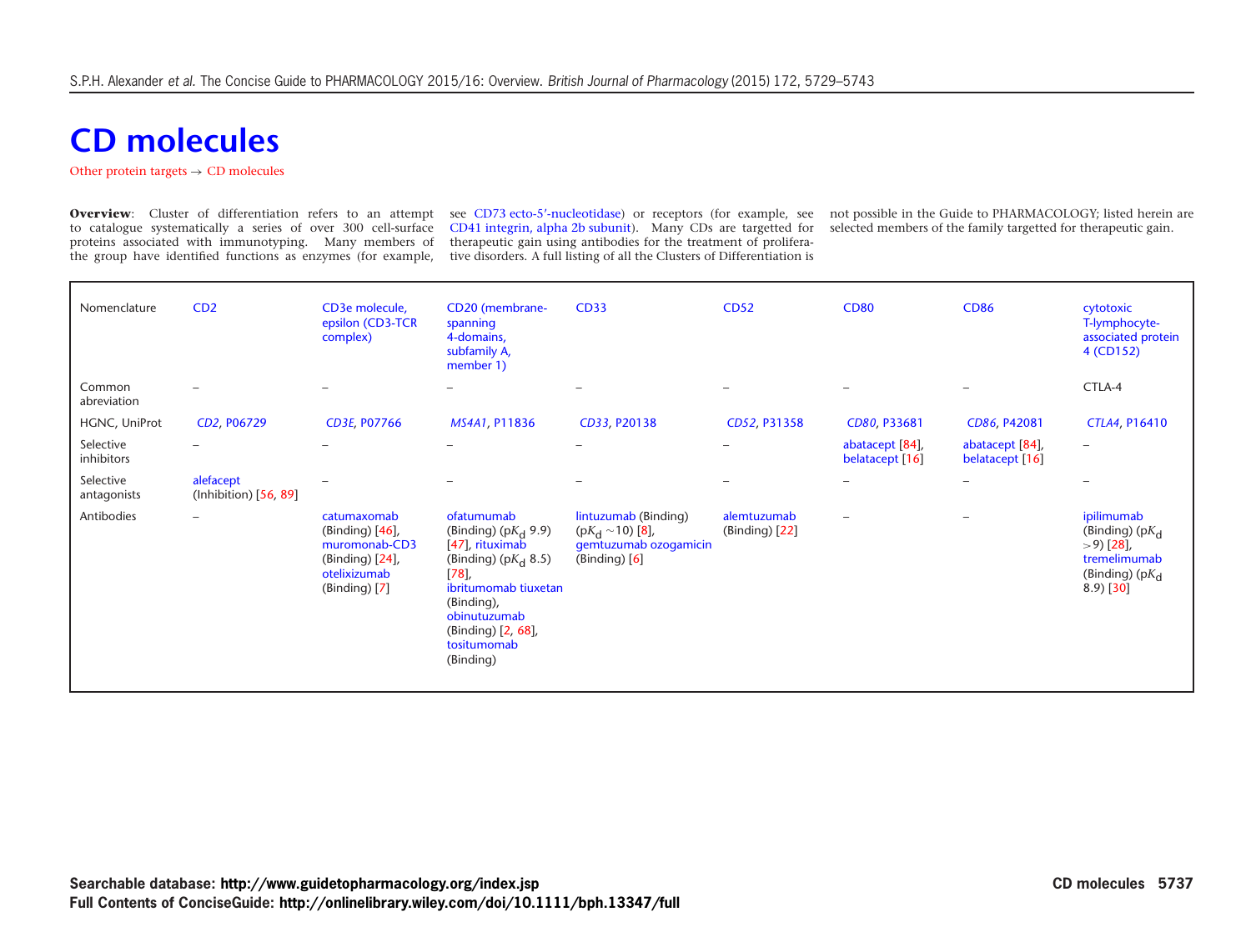# CD molecules

Other protein targets → CD molecules

**Overview**: Cluster of differentiation refers to an attempt to catalogue systematically a series of over 300 cell-surface proteins associated with immunotyping. Many members of the group have identified functions as enzymes (for example, see CD73 ecto-5′-nucleotidase) or receptors (for example, see CD41 integrin, alpha 2b subunit). Many CDs are targetted for therapeutic gain using antibodies for the treatment of proliferative disorders. A full listing of all the Clusters of Differentiation is not possible in the Guide to PHARMACOLOGY; listed herein are selected members of the family targetted for therapeutic gain.

| Nomenclature | CD2 | CD3e molecule, epsilon (CD3-TCR complex) | CD20 (membrane-spanning 4-domains, subfamily A, member 1) | CD33 | CD52 | CD80 | CD86 | cytotoxic T-lymphocyte-associated protein 4 (CD152) |
|---|---|---|---|---|---|---|---|---|
| Common abreviation | – | – | – | – | – | – | – | CTLA-4 |
| HGNC, UniProt | *CD2*, P06729 | *CD3E*, P07766 | *MS4A1*, P11836 | *CD33*, P20138 | *CD52*, P31358 | *CD80*, P33681 | *CD86*, P42081 | *CTLA4*, P16410 |
| Selective inhibitors | – | – | – | – | – | abatacept [84], belatacept [16] | abatacept [84], belatacept [16] | – |
| Selective antagonists | alefacept (Inhibition) [56, 89] | – | – | – | – | – | – | – |
| Antibodies | – | catumaxomab (Binding) [46], muromonab-CD3 (Binding) [24], otelixizumab (Binding) [7] | ofatumumab (Binding) ($pK_d$ 9.9) [47], rituximab (Binding) ($pK_d$ 8.5) [78], ibritumomab tiuxetan (Binding), obinutuzumab (Binding) [2, 68], tositumomab (Binding) | lintuzumab (Binding) ($pK_d$ ~10) [8], gemtuzumab ozogamicin (Binding) [6] | alemtuzumab (Binding) [22] | – | – | ipilimumab (Binding) ($pK_d$ >9) [28], tremelimumab (Binding) ($pK_d$ 8.9) [30] |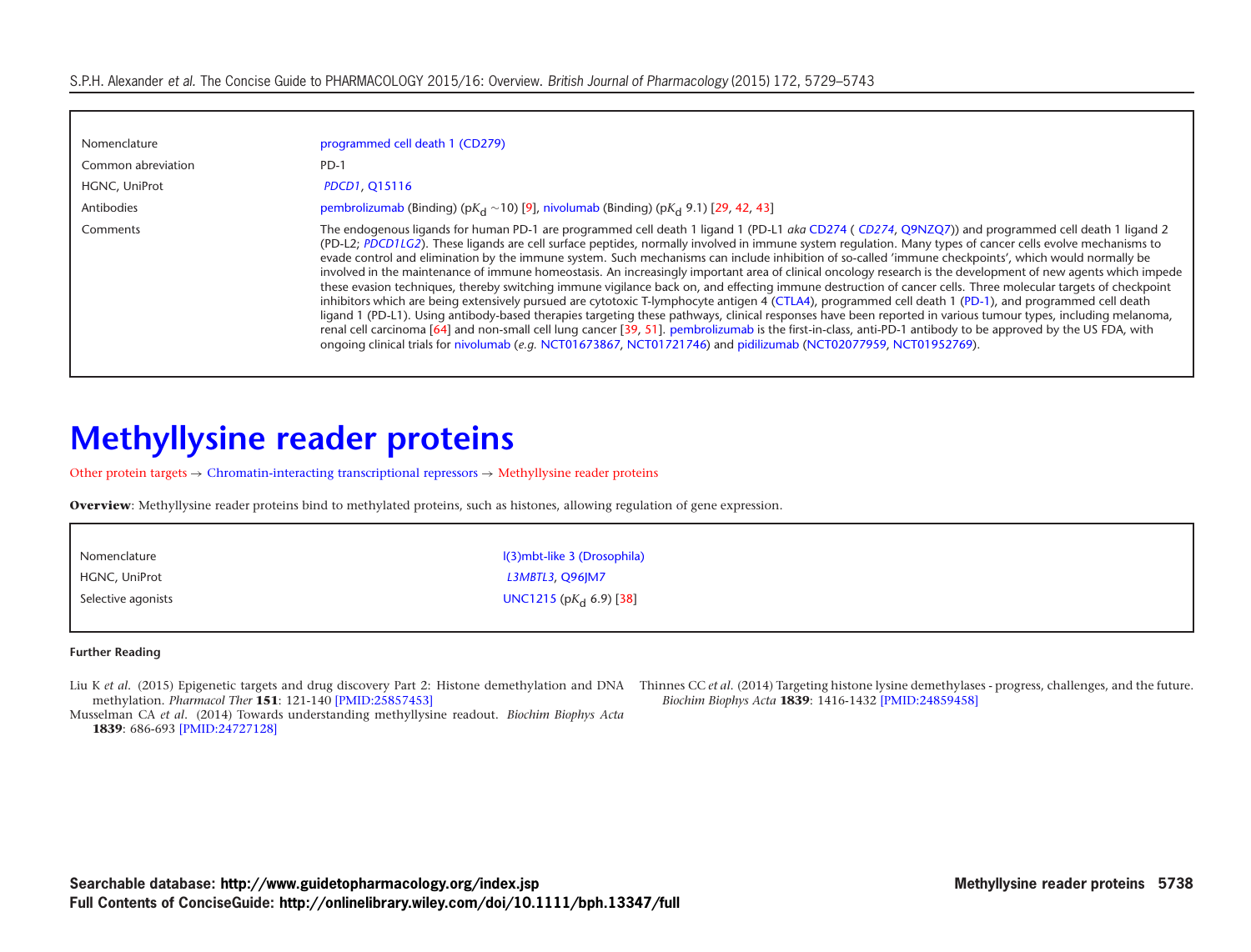| | |
|---|---|
| Nomenclature | programmed cell death 1 (CD279) |
| Common abreviation | PD-1 |
| HGNC, UniProt | *PDCD1*, Q15116 |
| Antibodies | pembrolizumab (Binding) ($pK_d$ ~10) [9], nivolumab (Binding) ($pK_d$ 9.1) [29, 42, 43] |
| Comments | The endogenous ligands for human PD-1 are programmed cell death 1 ligand 1 (PD-L1 *aka* CD274 ( *CD274*, Q9NZQ7)) and programmed cell death 1 ligand 2 (PD-L2; *PDCD1LG2*). These ligands are cell surface peptides, normally involved in immune system regulation. Many types of cancer cells evolve mechanisms to evade control and elimination by the immune system. Such mechanisms can include inhibition of so-called 'immune checkpoints', which would normally be involved in the maintenance of immune homeostasis. An increasingly important area of clinical oncology research is the development of new agents which impede these evasion techniques, thereby switching immune vigilance back on, and effecting immune destruction of cancer cells. Three molecular targets of checkpoint inhibitors which are being extensively pursued are cytotoxic T-lymphocyte antigen 4 (CTLA4), programmed cell death 1 (PD-1), and programmed cell death ligand 1 (PD-L1). Using antibody-based therapies targeting these pathways, clinical responses have been reported in various tumour types, including melanoma, renal cell carcinoma [64] and non-small cell lung cancer [39, 51]. pembrolizumab is the first-in-class, anti-PD-1 antibody to be approved by the US FDA, with ongoing clinical trials for nivolumab (*e.g.* NCT01673867, NCT01721746) and pidilizumab (NCT02077959, NCT01952769). |

# Methyllysine reader proteins

Other protein targets → Chromatin-interacting transcriptional repressors → Methyllysine reader proteins

**Overview**: Methyllysine reader proteins bind to methylated proteins, such as histones, allowing regulation of gene expression.

| | |
|---|---|
| Nomenclature | l(3)mbt-like 3 (Drosophila) |
| HGNC, UniProt | *L3MBTL3*, Q96JM7 |
| Selective agonists | UNC1215 ($pK_d$ 6.9) [38] |

#### Further Reading

Liu K *et al.* (2015) Epigenetic targets and drug discovery Part 2: Histone demethylation and DNA methylation. *Pharmacol Ther* **151**: 121-140 [PMID:25857453]

Musselman CA *et al.* (2014) Towards understanding methyllysine readout. *Biochim Biophys Acta* **1839**: 686-693 [PMID:24727128]

Thinnes CC *et al.* (2014) Targeting histone lysine demethylases - progress, challenges, and the future. *Biochim Biophys Acta* **1839**: 1416-1432 [PMID:24859458]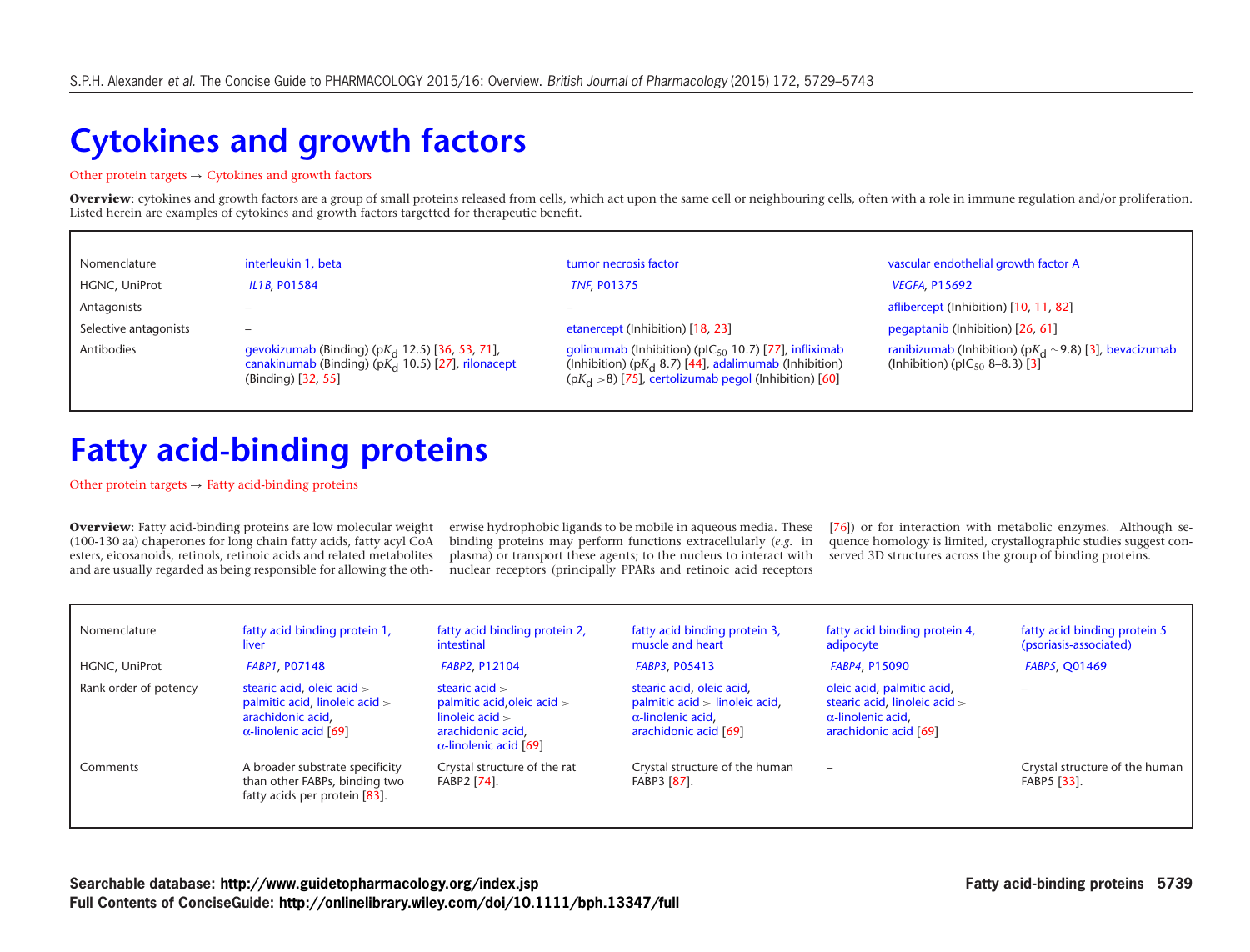# Cytokines and growth factors

Other protein targets → Cytokines and growth factors

**Overview**: cytokines and growth factors are a group of small proteins released from cells, which act upon the same cell or neighbouring cells, often with a role in immune regulation and/or proliferation. Listed herein are examples of cytokines and growth factors targetted for therapeutic benefit.

| Nomenclature | interleukin 1, beta | tumor necrosis factor | vascular endothelial growth factor A |
|---|---|---|---|
| HGNC, UniProt | *IL1B*, P01584 | *TNF*, P01375 | *VEGFA*, P15692 |
| Antagonists | – | – | aflibercept (Inhibition) [10, 11, 82] |
| Selective antagonists | – | etanercept (Inhibition) [18, 23] | pegaptanib (Inhibition) [26, 61] |
| Antibodies | gevokizumab (Binding) ($pK_d$ 12.5) [36, 53, 71], canakinumab (Binding) ($pK_d$ 10.5) [27], rilonacept (Binding) [32, 55] | golimumab (Inhibition) ($pIC_{50}$ 10.7) [77], infliximab (Inhibition) ($pK_d$ 8.7) [44], adalimumab (Inhibition) ($pK_d$ >8) [75], certolizumab pegol (Inhibition) [60] | ranibizumab (Inhibition) ($pK_d$ ~9.8) [3], bevacizumab (Inhibition) ($pIC_{50}$ 8–8.3) [3] |

# Fatty acid-binding proteins

Other protein targets → Fatty acid-binding proteins

**Overview**: Fatty acid-binding proteins are low molecular weight (100-130 aa) chaperones for long chain fatty acids, fatty acyl CoA esters, eicosanoids, retinols, retinoic acids and related metabolites and are usually regarded as being responsible for allowing the otherwise hydrophobic ligands to be mobile in aqueous media. These binding proteins may perform functions extracellularly (*e.g.* in plasma) or transport these agents; to the nucleus to interact with nuclear receptors (principally PPARs and retinoic acid receptors [76]) or for interaction with metabolic enzymes. Although sequence homology is limited, crystallographic studies suggest conserved 3D structures across the group of binding proteins.

| Nomenclature | fatty acid binding protein 1, liver | fatty acid binding protein 2, intestinal | fatty acid binding protein 3, muscle and heart | fatty acid binding protein 4, adipocyte | fatty acid binding protein 5 (psoriasis-associated) |
|---|---|---|---|---|---|
| HGNC, UniProt | *FABP1*, P07148 | *FABP2*, P12104 | *FABP3*, P05413 | *FABP4*, P15090 | *FABP5*, Q01469 |
| Rank order of potency | stearic acid, oleic acid > palmitic acid, linoleic acid > arachidonic acid, α-linolenic acid [69] | stearic acid > palmitic acid,oleic acid > linoleic acid > arachidonic acid, α-linolenic acid [69] | stearic acid, oleic acid, palmitic acid > linoleic acid, α-linolenic acid, arachidonic acid [69] | oleic acid, palmitic acid, stearic acid, linoleic acid > α-linolenic acid, arachidonic acid [69] | – |
| Comments | A broader substrate specificity than other FABPs, binding two fatty acids per protein [83]. | Crystal structure of the rat FABP2 [74]. | Crystal structure of the human FABP3 [87]. | – | Crystal structure of the human FABP5 [33]. |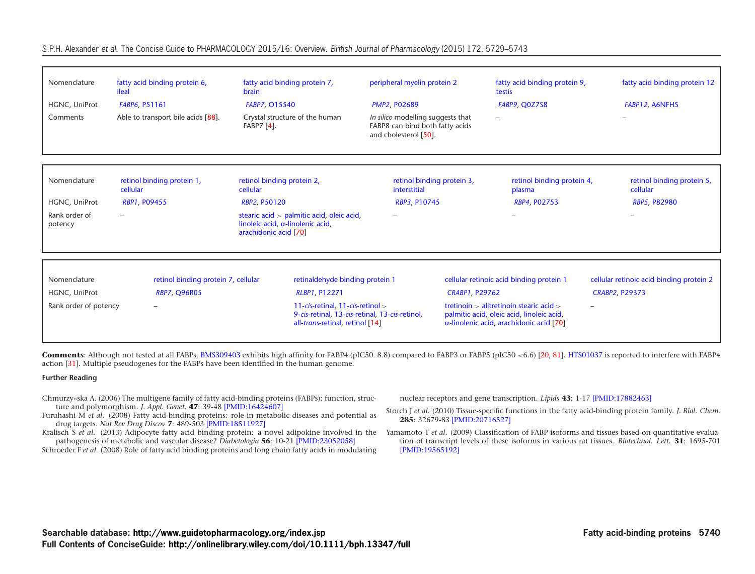| Nomenclature | fatty acid binding protein 6, ileal | fatty acid binding protein 7, brain | peripheral myelin protein 2 | fatty acid binding protein 9, testis | fatty acid binding protein 12 |
|---|---|---|---|---|---|
| HGNC, UniProt | *FABP6*, P51161 | *FABP7*, O15540 | *PMP2*, P02689 | *FABP9*, Q0Z7S8 | *FABP12*, A6NFH5 |
| Comments | Able to transport bile acids [88]. | Crystal structure of the human FABP7 [4]. | *In silico* modelling suggests that FABP8 can bind both fatty acids and cholesterol [50]. | – | – |

| Nomenclature | retinol binding protein 1, cellular | retinol binding protein 2, cellular | retinol binding protein 3, interstitial | retinol binding protein 4, plasma | retinol binding protein 5, cellular |
|---|---|---|---|---|---|
| HGNC, UniProt | *RBP1*, P09455 | *RBP2*, P50120 | *RBP3*, P10745 | *RBP4*, P02753 | *RBP5*, P82980 |
| Rank order of potency | – | stearic acid > palmitic acid, oleic acid, linoleic acid, α-linolenic acid, arachidonic acid [70] | – | – | – |

| Nomenclature | retinol binding protein 7, cellular | retinaldehyde binding protein 1 | cellular retinoic acid binding protein 1 | cellular retinoic acid binding protein 2 |
|---|---|---|---|---|
| HGNC, UniProt | *RBP7*, Q96R05 | *RLBP1*, P12271 | *CRABP1*, P29762 | *CRABP2*, P29373 |
| Rank order of potency | – | 11-*cis*-retinal, 11-*cis*-retinol > 9-*cis*-retinal, 13-*cis*-retinal, 13-*cis*-retinol, all-*trans*-retinal, retinol [14] | tretinoin > alitretinoin stearic acid > palmitic acid, oleic acid, linoleic acid, α-linolenic acid, arachidonic acid [70] | – |

**Comments**: Although not tested at all FABPs, BMS309403 exhibits high affinity for FABP4 (pIC50 8.8) compared to FABP3 or FABP5 (pIC50 <6.6) [20, 81]. HTS01037 is reported to interfere with FABP4 action [31]. Multiple pseudogenes for the FABPs have been identified in the human genome.

#### Further Reading

Chmurzy«ska A. (2006) The multigene family of fatty acid-binding proteins (FABPs): function, structure and polymorphism. *J. Appl. Genet.* **47**: 39-48 [PMID:16424607]

Furuhashi M *et al*. (2008) Fatty acid-binding proteins: role in metabolic diseases and potential as drug targets. *Nat Rev Drug Discov* **7**: 489-503 [PMID:18511927]

Kralisch S *et al*. (2013) Adipocyte fatty acid binding protein: a novel adipokine involved in the pathogenesis of metabolic and vascular disease? *Diabetologia* **56**: 10-21 [PMID:23052058]

Schroeder F *et al*. (2008) Role of fatty acid binding proteins and long chain fatty acids in modulating nuclear receptors and gene transcription. *Lipids* **43**: 1-17 [PMID:17882463]

Storch J *et al*. (2010) Tissue-specific functions in the fatty acid-binding protein family. *J. Biol. Chem.* **285**: 32679-83 [PMID:20716527]

Yamamoto T *et al*. (2009) Classification of FABP isoforms and tissues based on quantitative evaluation of transcript levels of these isoforms in various rat tissues. *Biotechnol. Lett.* **31**: 1695-701 [PMID:19565192]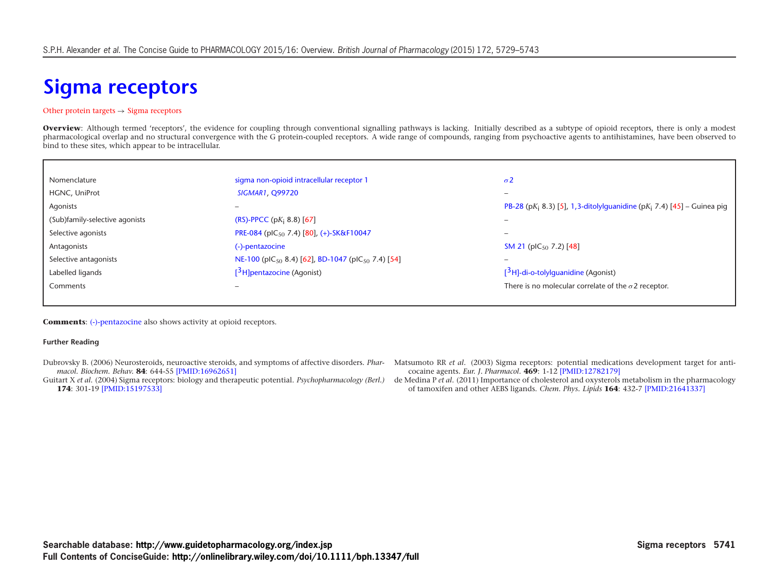# Sigma receptors

Other protein targets → Sigma receptors

**Overview**: Although termed 'receptors', the evidence for coupling through conventional signalling pathways is lacking. Initially described as a subtype of opioid receptors, there is only a modest pharmacological overlap and no structural convergence with the G protein-coupled receptors. A wide range of compounds, ranging from psychoactive agents to antihistamines, have been observed to bind to these sites, which appear to be intracellular.

| Nomenclature | sigma non-opioid intracellular receptor 1 | $\sigma 2$ |
|---|---|---|
| HGNC, UniProt | *SIGMAR1*, Q99720 | – |
| Agonists | – | PB-28 (p$K_i$ 8.3) [5], 1,3-ditolylguanidine (p$K_i$ 7.4) [45] – Guinea pig |
| (Sub)family-selective agonists | (RS)-PPCC (p$K_i$ 8.8) [67] | – |
| Selective agonists | PRE-084 (p$IC_{50}$ 7.4) [80], (+)-SK&F10047 | – |
| Antagonists | (-)-pentazocine | SM 21 (p$IC_{50}$ 7.2) [48] |
| Selective antagonists | NE-100 (p$IC_{50}$ 8.4) [62], BD-1047 (p$IC_{50}$ 7.4) [54] | – |
| Labelled ligands | [$^3$H]pentazocine (Agonist) | [$^3$H]-di-o-tolylguanidine (Agonist) |
| Comments | – | There is no molecular correlate of the $\sigma 2$ receptor. |

**Comments**: (-)-pentazocine also shows activity at opioid receptors.

**Further Reading**

Dubrovsky B. (2006) Neurosteroids, neuroactive steroids, and symptoms of affective disorders. *Pharmacol. Biochem. Behav.* **84**: 644-55 [PMID:16962651]

Guitart X *et al.* (2004) Sigma receptors: biology and therapeutic potential. *Psychopharmacology (Berl.)* **174**: 301-19 [PMID:15197533]

Matsumoto RR *et al.* (2003) Sigma receptors: potential medications development target for anti-cocaine agents. *Eur. J. Pharmacol.* **469**: 1-12 [PMID:12782179]

de Medina P *et al.* (2011) Importance of cholesterol and oxysterols metabolism in the pharmacology of tamoxifen and other AEBS ligands. *Chem. Phys. Lipids* **164**: 432-7 [PMID:21641337]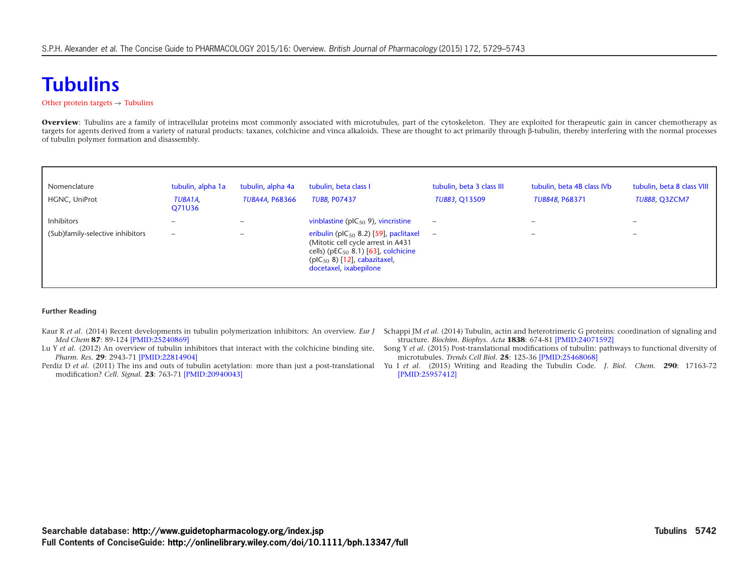# Tubulins

Other protein targets → Tubulins

**Overview**: Tubulins are a family of intracellular proteins most commonly associated with microtubules, part of the cytoskeleton. They are exploited for therapeutic gain in cancer chemotherapy as targets for agents derived from a variety of natural products: taxanes, colchicine and vinca alkaloids. These are thought to act primarily through β-tubulin, thereby interfering with the normal processes of tubulin polymer formation and disassembly.

| Nomenclature | tubulin, alpha 1a | tubulin, alpha 4a | tubulin, beta class I | tubulin, beta 3 class III | tubulin, beta 4B class IVb | tubulin, beta 8 class VIII |
|---|---|---|---|---|---|---|
| HGNC, UniProt | *TUBA1A*, Q71U36 | *TUBA4A*, P68366 | *TUBB*, P07437 | *TUBB3*, Q13509 | *TUBB4B*, P68371 | *TUBB8*, Q3ZCM7 |
| Inhibitors | – | – | vinblastine ($pIC_{50}$ 9), vincristine | – | – | – |
| (Sub)family-selective inhibitors | – | – | eribulin ($pIC_{50}$ 8.2) [59], paclitaxel (Mitotic cell cycle arrest in A431 cells) ($pEC_{50}$ 8.1) [63], colchicine ($pIC_{50}$ 8) [12], cabazitaxel, docetaxel, ixabepilone | – | – | – |

**Further Reading**

Kaur R *et al.* (2014) Recent developments in tubulin polymerization inhibitors: An overview. *Eur J Med Chem* **87**: 89-124 [PMID:25240869]

Lu Y *et al.* (2012) An overview of tubulin inhibitors that interact with the colchicine binding site. *Pharm. Res.* **29**: 2943-71 [PMID:22814904]

Perdiz D *et al.* (2011) The ins and outs of tubulin acetylation: more than just a post-translational modification? *Cell. Signal.* **23**: 763-71 [PMID:20940043]

Schappi JM *et al.* (2014) Tubulin, actin and heterotrimeric G proteins: coordination of signaling and structure. *Biochim. Biophys. Acta* **1838**: 674-81 [PMID:24071592]

Song Y *et al.* (2015) Post-translational modifications of tubulin: pathways to functional diversity of microtubules. *Trends Cell Biol.* **25**: 125-36 [PMID:25468068]

Yu I *et al.* (2015) Writing and Reading the Tubulin Code. *J. Biol. Chem.* **290**: 17163-72 [PMID:25957412]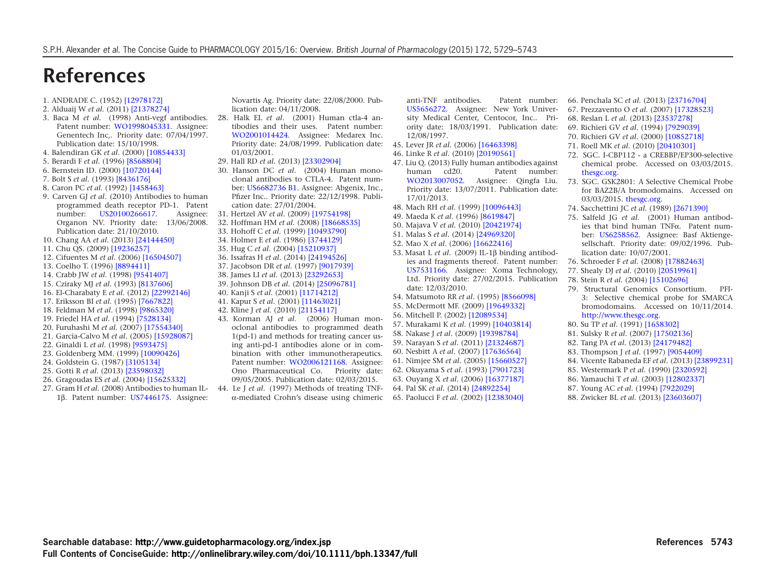# References

1. ANDRADE C. (1952) [12978172]
2. Alduaij W *et al.* (2011) [21378274]
3. Baca M *et al.* (1998) Anti-vegf antibodies. Patent number: WO1998045331. Assignee: Genentech Inc,. Priority date: 07/04/1997. Publication date: 15/10/1998.
4. Balendiran GK *et al.* (2000) [10854433]
5. Berardi F *et al.* (1996) [8568804]
6. Bernstein ID. (2000) [10720144]
7. Bolt S *et al.* (1993) [8436176]
8. Caron PC *et al.* (1992) [1458463]
9. Carven GJ *et al.* (2010) Antibodies to human programmed death receptor PD-1. Patent number: US20100266617. Assignee: Organon NV. Priority date: 13/06/2008. Publication date: 21/10/2010.
10. Chang AA *et al.* (2013) [24144450]
11. Chu QS. (2009) [19236257]
12. Cifuentes M *et al.* (2006) [16504507]
13. Coelho T. (1996) [8894411]
14. Crabb JW *et al.* (1998) [9541407]
15. Cziraky MJ *et al.* (1993) [8137606]
16. El-Charabaty E *et al.* (2012) [22992146]
17. Eriksson BI *et al.* (1995) [7667822]
18. Feldman M *et al.* (1998) [9865320]
19. Friedel HA *et al.* (1994) [7528134]
20. Furuhashi M *et al.* (2007) [17554340]
21. Garcia-Calvo M *et al.* (2005) [15928087]
22. Ginaldi L *et al.* (1998) [9593475]
23. Goldenberg MM. (1999) [10090426]
24. Goldstein G. (1987) [3105134]
25. Gotti R *et al.* (2013) [23598032]
26. Gragoudas ES *et al.* (2004) [15625332]
27. Gram H *et al.* (2008) Antibodies to human IL-1β. Patent number: US7446175. Assignee: Novartis Ag. Priority date: 22/08/2000. Publication date: 04/11/2008.
28. Halk EL *et al.* (2001) Human ctla-4 antibodies and their uses. Patent number: WO2001014424. Assignee: Medarex Inc. Priority date: 24/08/1999. Publication date: 01/03/2001.
29. Hall RD *et al.* (2013) [23302904]
30. Hanson DC *et al.* (2004) Human monoclonal antibodies to CTLA-4. Patent number: US6682736 B1. Assignee: Abgenix, Inc., Pfizer Inc.. Priority date: 22/12/1998. Publication date: 27/01/2004.
31. Hertzel AV *et al.* (2009) [19754198]
32. Hoffman HM *et al.* (2008) [18668535]
33. Hohoff C *et al.* (1999) [10493790]
34. Holmer E *et al.* (1986) [3744129]
35. Hug C *et al.* (2004) [15210937]
36. Issafras H *et al.* (2014) [24194526]
37. Jacobson DR *et al.* (1997) [9017939]
38. James LI *et al.* (2013) [23292653]
39. Johnson DB *et al.* (2014) [25096781]
40. Kanji S *et al.* (2001) [11714212]
41. Kapur S *et al.* (2001) [11463021]
42. Kline J *et al.* (2010) [21154117]
43. Korman AJ *et al.* (2006) Human monoclonal antibodies to programmed death 1(pd-1) and methods for treating cancer using anti-pd-1 antibodies alone or in combination with other immunotherapeutics. Patent number: WO2006121168. Assignee: Ono Pharmaceutical Co. Priority date: 09/05/2005. Publication date: 02/03/2015.
44. Le J *et al.* (1997) Methods of treating TNF-α-mediated Crohn's disease using chimeric anti-TNF antibodies. Patent number: US5656272. Assignee: New York University Medical Center, Centocor, Inc.. Priority date: 18/03/1991. Publication date: 12/08/1997.
45. Lever JR *et al.* (2006) [16463398]
46. Linke R *et al.* (2010) [20190561]
47. Liu Q. (2013) Fully human antibodies against human cd20. Patent number: WO2013007052. Assignee: Qingfa Liu. Priority date: 13/07/2011. Publication date: 17/01/2013.
48. Mach RH *et al.* (1999) [10096443]
49. Maeda K *et al.* (1996) [8619847]
50. Majava V *et al.* (2010) [20421974]
51. Malas S *et al.* (2014) [24969320]
52. Mao X *et al.* (2006) [16622416]
53. Masat L *et al.* (2009) IL-1β binding antibodies and fragments thereof. Patent number: US7531166. Assignee: Xoma Technology, Ltd. Priority date: 27/02/2015. Publication date: 12/03/2010.
54. Matsumoto RR *et al.* (1995) [8566098]
55. McDermott MF. (2009) [19649332]
56. Mitchell P. (2002) [12089534]
57. Murakami K *et al.* (1999) [10403814]
58. Nakase J *et al.* (2009) [19398784]
59. Narayan S *et al.* (2011) [21324687]
60. Nesbitt A *et al.* (2007) [17636564]
61. Nimjee SM *et al.* (2005) [15660527]
62. Okuyama S *et al.* (1993) [7901723]
63. Ouyang X *et al.* (2006) [16377187]
64. Pal SK *et al.* (2014) [24892254]
65. Paolucci F *et al.* (2002) [12383040]
66. Penchala SC *et al.* (2013) [23716704]
67. Prezzavento O *et al.* (2007) [17328523]
68. Reslan L *et al.* (2013) [23537278]
69. Richieri GV *et al.* (1994) [7929039]
70. Richieri GV *et al.* (2000) [10852718]
71. Roell MK *et al.* (2010) [20410301]
72. SGC. I-CBP112 - a CREBBP/EP300-selective chemical probe. Accessed on 03/03/2015. thesgc.org.
73. SGC. GSK2801: A Selective Chemical Probe for BAZ2B/A bromodomains. Accessed on 03/03/2015. thesgc.org.
74. Sacchettini JC *et al.* (1989) [2671390]
75. Salfeld JG *et al.* (2001) Human antibodies that bind human TNFα. Patent number: US6258562. Assignee: Basf Aktiengesellschaft. Priority date: 09/02/1996. Publication date: 10/07/2001.
76. Schroeder F *et al.* (2008) [17882463]
77. Shealy DJ *et al.* (2010) [20519961]
78. Stein R *et al.* (2004) [15102696]
79. Structural Genomics Consortium. PFI-3: Selective chemical probe for SMARCA bromodomains. Accessed on 10/11/2014. http://www.thesgc.org.
80. Su TP *et al.* (1991) [1658302]
81. Sulsky R *et al.* (2007) [17502136]
82. Tang PA *et al.* (2013) [24179482]
83. Thompson J *et al.* (1997) [9054409]
84. Vicente Rabaneda EF *et al.* (2013) [23899231]
85. Westermark P *et al.* (1990) [2320592]
86. Yamauchi T *et al.* (2003) [12802337]
87. Young AC *et al.* (1994) [7922029]
88. Zwicker BL *et al.* (2013) [23603607]